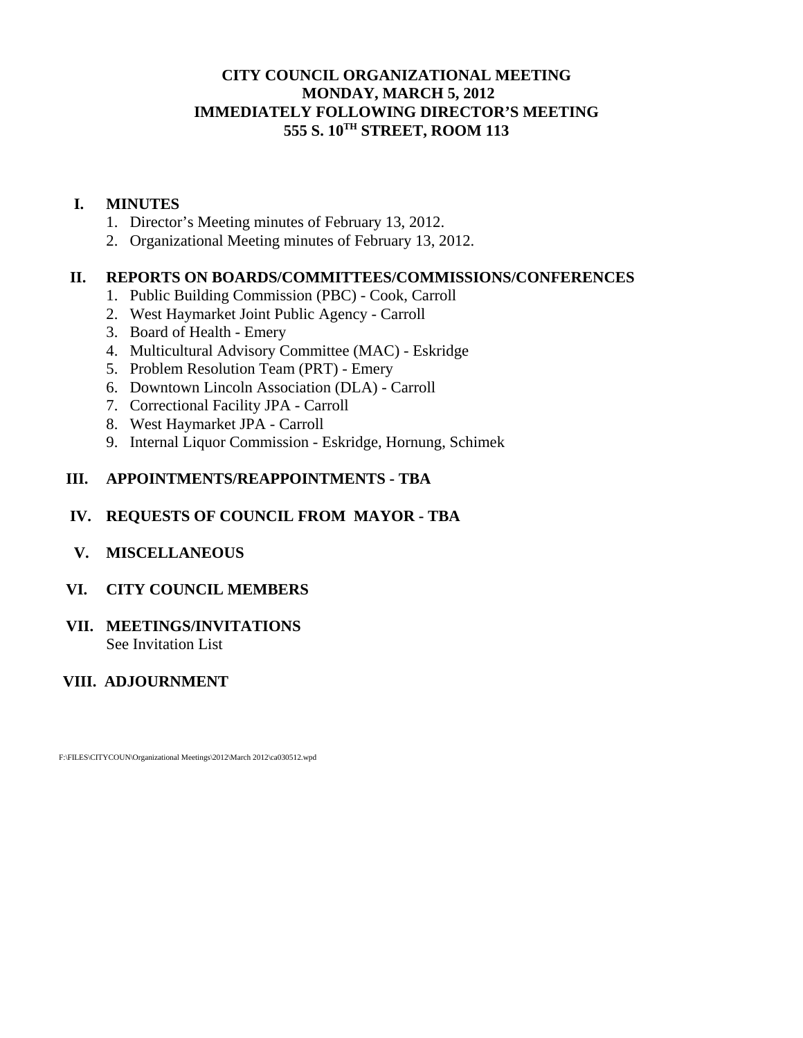**CITY COUNCIL ORGANIZATIONAL MEETING**
**MONDAY, MARCH 5, 2012**
**IMMEDIATELY FOLLOWING DIRECTOR'S MEETING**
**555 S. 10TH STREET, ROOM 113**

**I. MINUTES**

1. Director's Meeting minutes of February 13, 2012.
2. Organizational Meeting minutes of February 13, 2012.

**II. REPORTS ON BOARDS/COMMITTEES/COMMISSIONS/CONFERENCES**

1. Public Building Commission (PBC) - Cook, Carroll
2. West Haymarket Joint Public Agency - Carroll
3. Board of Health - Emery
4. Multicultural Advisory Committee (MAC) - Eskridge
5. Problem Resolution Team (PRT) - Emery
6. Downtown Lincoln Association (DLA) - Carroll
7. Correctional Facility JPA - Carroll
8. West Haymarket JPA - Carroll
9. Internal Liquor Commission - Eskridge, Hornung, Schimek

**III. APPOINTMENTS/REAPPOINTMENTS - TBA**

**IV. REQUESTS OF COUNCIL FROM MAYOR - TBA**

**V. MISCELLANEOUS**

**VI. CITY COUNCIL MEMBERS**

**VII. MEETINGS/INVITATIONS**

See Invitation List

**VIII. ADJOURNMENT**

F:\FILES\CITYCOUN\Organizational Meetings\2012\March 2012\ca030512.wpd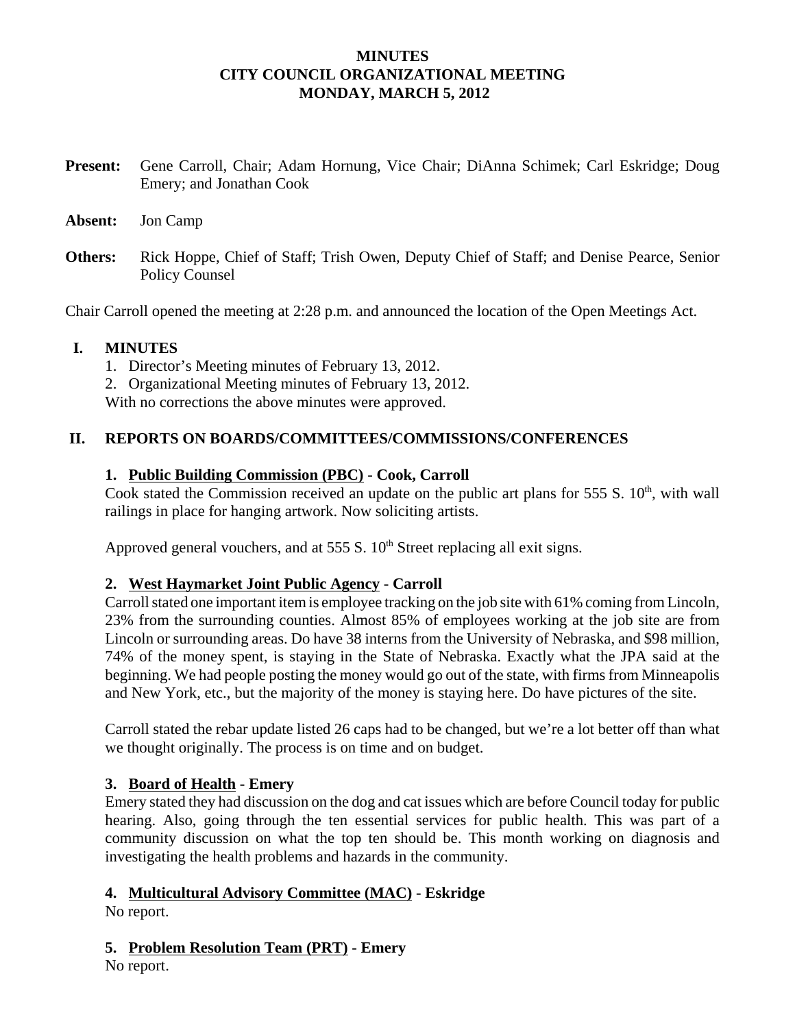**MINUTES**
**CITY COUNCIL ORGANIZATIONAL MEETING**
**MONDAY, MARCH 5, 2012**

**Present:** Gene Carroll, Chair; Adam Hornung, Vice Chair; DiAnna Schimek; Carl Eskridge; Doug Emery; and Jonathan Cook

**Absent:** Jon Camp

**Others:** Rick Hoppe, Chief of Staff; Trish Owen, Deputy Chief of Staff; and Denise Pearce, Senior Policy Counsel

Chair Carroll opened the meeting at 2:28 p.m. and announced the location of the Open Meetings Act.

## I. MINUTES

1. Director's Meeting minutes of February 13, 2012.
2. Organizational Meeting minutes of February 13, 2012.

With no corrections the above minutes were approved.

## II. REPORTS ON BOARDS/COMMITTEES/COMMISSIONS/CONFERENCES

### 1. Public Building Commission (PBC) - Cook, Carroll

Cook stated the Commission received an update on the public art plans for 555 S. 10th, with wall railings in place for hanging artwork. Now soliciting artists.

Approved general vouchers, and at 555 S. 10th Street replacing all exit signs.

### 2. West Haymarket Joint Public Agency - Carroll

Carroll stated one important item is employee tracking on the job site with 61% coming from Lincoln, 23% from the surrounding counties. Almost 85% of employees working at the job site are from Lincoln or surrounding areas. Do have 38 interns from the University of Nebraska, and $98 million, 74% of the money spent, is staying in the State of Nebraska. Exactly what the JPA said at the beginning. We had people posting the money would go out of the state, with firms from Minneapolis and New York, etc., but the majority of the money is staying here. Do have pictures of the site.

Carroll stated the rebar update listed 26 caps had to be changed, but we're a lot better off than what we thought originally. The process is on time and on budget.

### 3. Board of Health - Emery

Emery stated they had discussion on the dog and cat issues which are before Council today for public hearing. Also, going through the ten essential services for public health. This was part of a community discussion on what the top ten should be. This month working on diagnosis and investigating the health problems and hazards in the community.

### 4. Multicultural Advisory Committee (MAC) - Eskridge

No report.

### 5. Problem Resolution Team (PRT) - Emery

No report.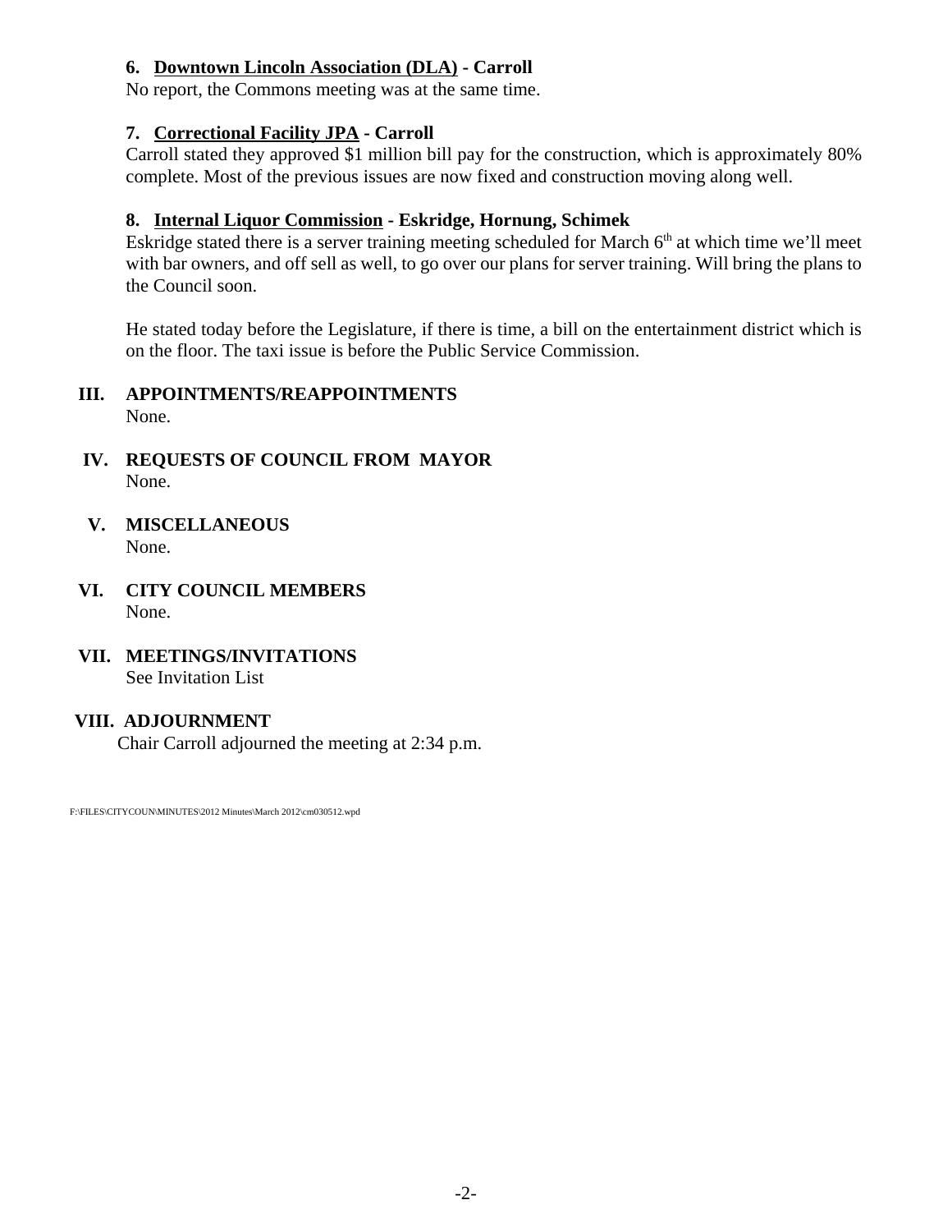**6. Downtown Lincoln Association (DLA) - Carroll**

No report, the Commons meeting was at the same time.

**7. Correctional Facility JPA - Carroll**

Carroll stated they approved $1 million bill pay for the construction, which is approximately 80% complete. Most of the previous issues are now fixed and construction moving along well.

**8. Internal Liquor Commission - Eskridge, Hornung, Schimek**

Eskridge stated there is a server training meeting scheduled for March 6th at which time we'll meet with bar owners, and off sell as well, to go over our plans for server training. Will bring the plans to the Council soon.

He stated today before the Legislature, if there is time, a bill on the entertainment district which is on the floor. The taxi issue is before the Public Service Commission.

## III. APPOINTMENTS/REAPPOINTMENTS

None.

## IV. REQUESTS OF COUNCIL FROM MAYOR

None.

## V. MISCELLANEOUS

None.

## VI. CITY COUNCIL MEMBERS

None.

## VII. MEETINGS/INVITATIONS

See Invitation List

## VIII. ADJOURNMENT

Chair Carroll adjourned the meeting at 2:34 p.m.

F:\FILES\CITYCOUN\MINUTES\2012 Minutes\March 2012\cm030512.wpd